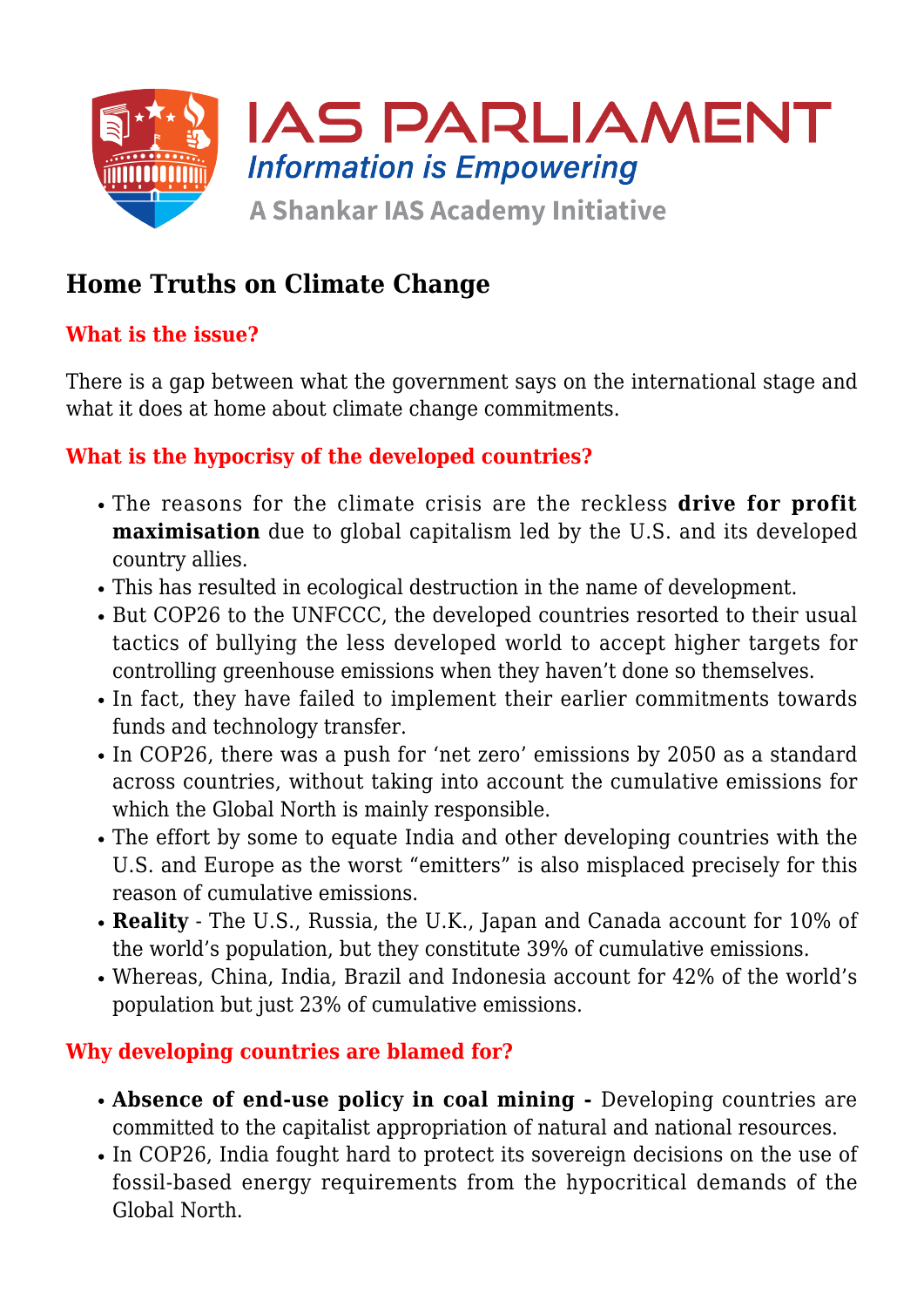# IAS PARLIAMENT

*Information is Empowering*

A Shankar IAS Academy Initiative

## Home Truths on Climate Change

### What is the issue?

There is a gap between what the government says on the international stage and what it does at home about climate change commitments.

### What is the hypocrisy of the developed countries?

- The reasons for the climate crisis are the reckless **drive for profit maximisation** due to global capitalism led by the U.S. and its developed country allies.
- This has resulted in ecological destruction in the name of development.
- But COP26 to the UNFCCC, the developed countries resorted to their usual tactics of bullying the less developed world to accept higher targets for controlling greenhouse emissions when they haven't done so themselves.
- In fact, they have failed to implement their earlier commitments towards funds and technology transfer.
- In COP26, there was a push for 'net zero' emissions by 2050 as a standard across countries, without taking into account the cumulative emissions for which the Global North is mainly responsible.
- The effort by some to equate India and other developing countries with the U.S. and Europe as the worst "emitters" is also misplaced precisely for this reason of cumulative emissions.
- **Reality** - The U.S., Russia, the U.K., Japan and Canada account for 10% of the world's population, but they constitute 39% of cumulative emissions.
- Whereas, China, India, Brazil and Indonesia account for 42% of the world's population but just 23% of cumulative emissions.

### Why developing countries are blamed for?

- **Absence of end-use policy in coal mining -** Developing countries are committed to the capitalist appropriation of natural and national resources.
- In COP26, India fought hard to protect its sovereign decisions on the use of fossil-based energy requirements from the hypocritical demands of the Global North.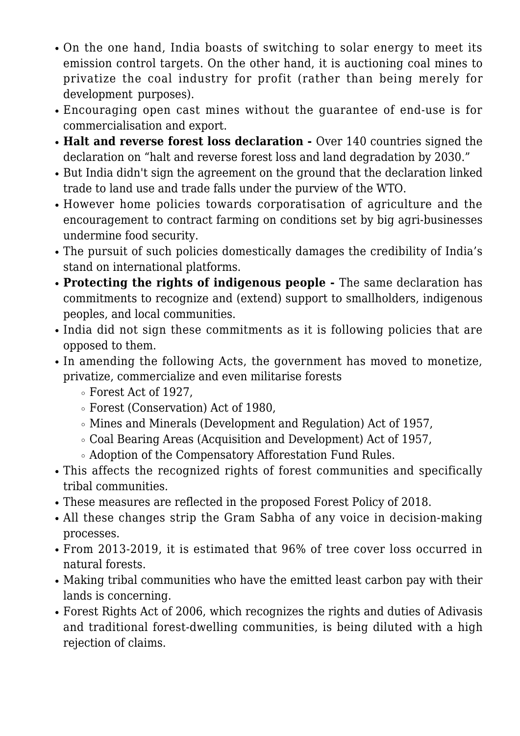- On the one hand, India boasts of switching to solar energy to meet its emission control targets. On the other hand, it is auctioning coal mines to privatize the coal industry for profit (rather than being merely for development purposes).
- Encouraging open cast mines without the guarantee of end-use is for commercialisation and export.
- **Halt and reverse forest loss declaration -** Over 140 countries signed the declaration on "halt and reverse forest loss and land degradation by 2030."
- But India didn't sign the agreement on the ground that the declaration linked trade to land use and trade falls under the purview of the WTO.
- However home policies towards corporatisation of agriculture and the encouragement to contract farming on conditions set by big agri-businesses undermine food security.
- The pursuit of such policies domestically damages the credibility of India's stand on international platforms.
- **Protecting the rights of indigenous people -** The same declaration has commitments to recognize and (extend) support to smallholders, indigenous peoples, and local communities.
- India did not sign these commitments as it is following policies that are opposed to them.
- In amending the following Acts, the government has moved to monetize, privatize, commercialize and even militarise forests
  - Forest Act of 1927,
  - Forest (Conservation) Act of 1980,
  - Mines and Minerals (Development and Regulation) Act of 1957,
  - Coal Bearing Areas (Acquisition and Development) Act of 1957,
  - Adoption of the Compensatory Afforestation Fund Rules.
- This affects the recognized rights of forest communities and specifically tribal communities.
- These measures are reflected in the proposed Forest Policy of 2018.
- All these changes strip the Gram Sabha of any voice in decision-making processes.
- From 2013-2019, it is estimated that 96% of tree cover loss occurred in natural forests.
- Making tribal communities who have the emitted least carbon pay with their lands is concerning.
- Forest Rights Act of 2006, which recognizes the rights and duties of Adivasis and traditional forest-dwelling communities, is being diluted with a high rejection of claims.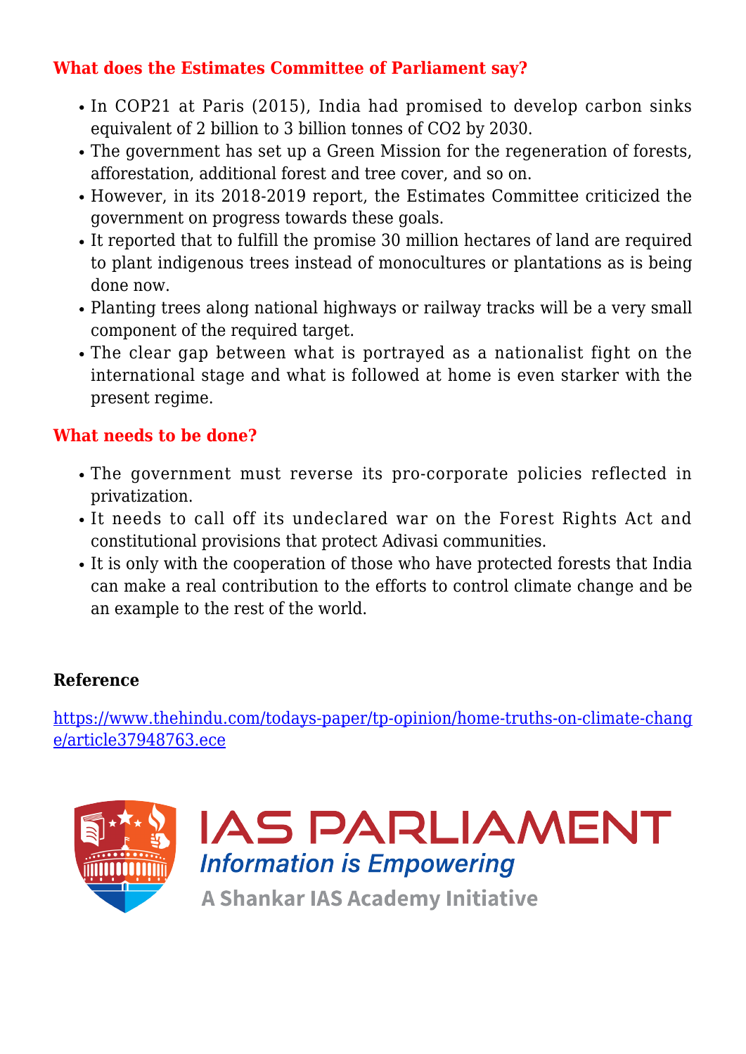### What does the Estimates Committee of Parliament say?

- In COP21 at Paris (2015), India had promised to develop carbon sinks equivalent of 2 billion to 3 billion tonnes of $CO_2$ by 2030.
- The government has set up a Green Mission for the regeneration of forests, afforestation, additional forest and tree cover, and so on.
- However, in its 2018-2019 report, the Estimates Committee criticized the government on progress towards these goals.
- It reported that to fulfill the promise 30 million hectares of land are required to plant indigenous trees instead of monocultures or plantations as is being done now.
- Planting trees along national highways or railway tracks will be a very small component of the required target.
- The clear gap between what is portrayed as a nationalist fight on the international stage and what is followed at home is even starker with the present regime.

### What needs to be done?

- The government must reverse its pro-corporate policies reflected in privatization.
- It needs to call off its undeclared war on the Forest Rights Act and constitutional provisions that protect Adivasi communities.
- It is only with the cooperation of those who have protected forests that India can make a real contribution to the efforts to control climate change and be an example to the rest of the world.

**Reference**

https://www.thehindu.com/todays-paper/tp-opinion/home-truths-on-climate-change/article37948763.ece

IAS PARLIAMENT

*Information is Empowering*

A Shankar IAS Academy Initiative